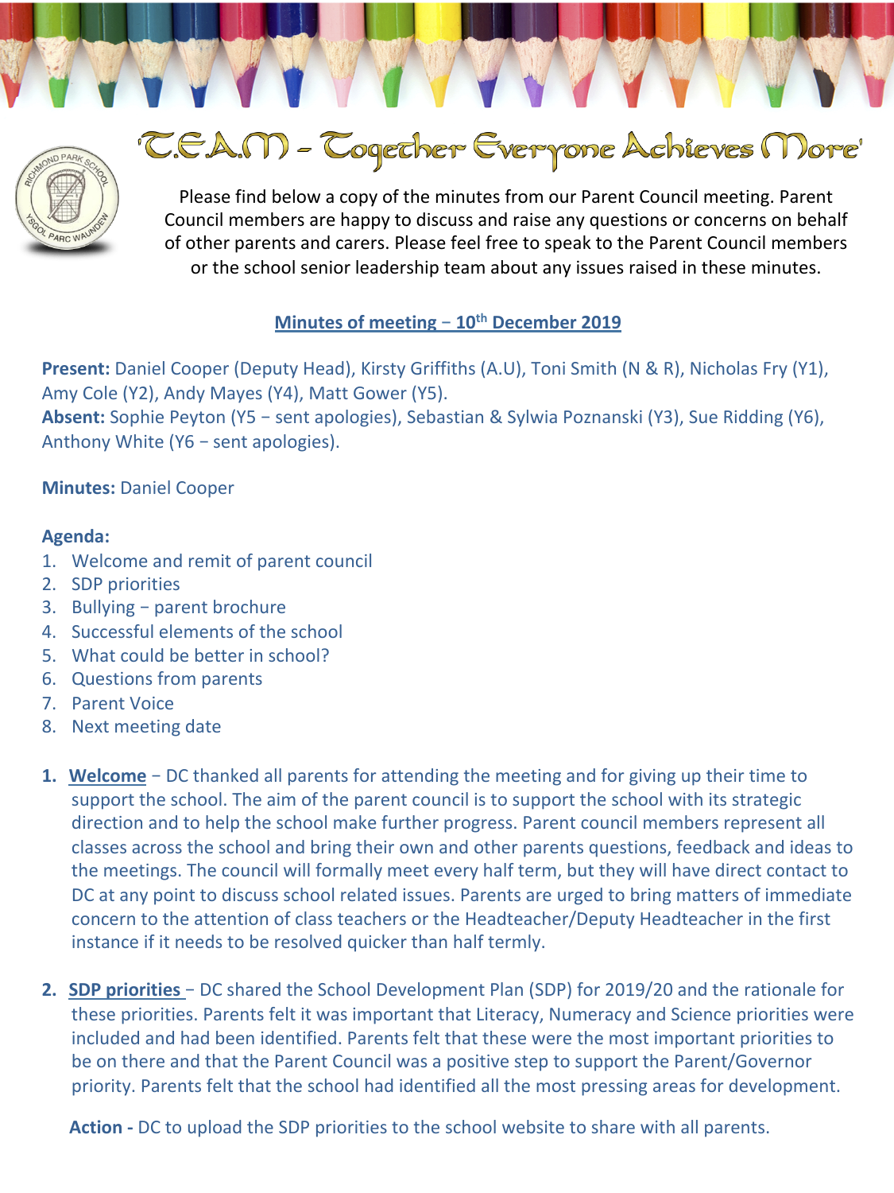# 'T.E.A.M – Together Everyone Achieves More'

Please find below a copy of the minutes from our Parent Council meeting. Parent Council members are happy to discuss and raise any questions or concerns on behalf of other parents and carers. Please feel free to speak to the Parent Council members or the school senior leadership team about any issues raised in these minutes.

## Minutes of meeting – 10th December 2019

**Present:** Daniel Cooper (Deputy Head), Kirsty Griffiths (A.U), Toni Smith (N & R), Nicholas Fry (Y1), Amy Cole (Y2), Andy Mayes (Y4), Matt Gower (Y5).
**Absent:** Sophie Peyton (Y5 – sent apologies), Sebastian & Sylwia Poznanski (Y3), Sue Ridding (Y6), Anthony White (Y6 – sent apologies).

**Minutes:** Daniel Cooper

**Agenda:**

1. Welcome and remit of parent council
2. SDP priorities
3. Bullying – parent brochure
4. Successful elements of the school
5. What could be better in school?
6. Questions from parents
7. Parent Voice
8. Next meeting date

1. **Welcome** – DC thanked all parents for attending the meeting and for giving up their time to support the school. The aim of the parent council is to support the school with its strategic direction and to help the school make further progress. Parent council members represent all classes across the school and bring their own and other parents questions, feedback and ideas to the meetings. The council will formally meet every half term, but they will have direct contact to DC at any point to discuss school related issues. Parents are urged to bring matters of immediate concern to the attention of class teachers or the Headteacher/Deputy Headteacher in the first instance if it needs to be resolved quicker than half termly.

2. **SDP priorities** – DC shared the School Development Plan (SDP) for 2019/20 and the rationale for these priorities. Parents felt it was important that Literacy, Numeracy and Science priorities were included and had been identified. Parents felt that these were the most important priorities to be on there and that the Parent Council was a positive step to support the Parent/Governor priority. Parents felt that the school had identified all the most pressing areas for development.

   **Action -** DC to upload the SDP priorities to the school website to share with all parents.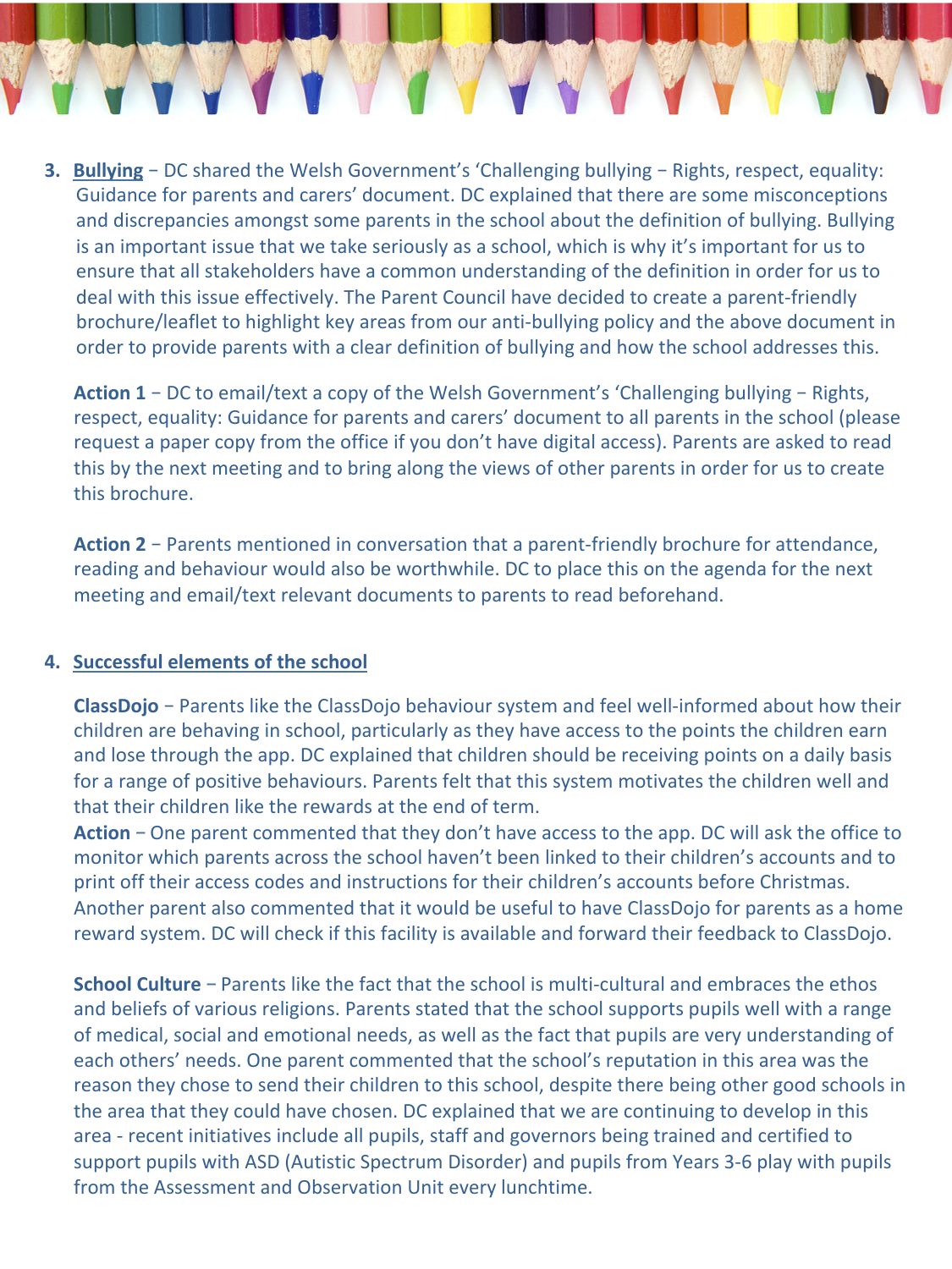3. **Bullying** – DC shared the Welsh Government's 'Challenging bullying – Rights, respect, equality: Guidance for parents and carers' document. DC explained that there are some misconceptions and discrepancies amongst some parents in the school about the definition of bullying. Bullying is an important issue that we take seriously as a school, which is why it's important for us to ensure that all stakeholders have a common understanding of the definition in order for us to deal with this issue effectively. The Parent Council have decided to create a parent-friendly brochure/leaflet to highlight key areas from our anti-bullying policy and the above document in order to provide parents with a clear definition of bullying and how the school addresses this.

   **Action 1** – DC to email/text a copy of the Welsh Government's 'Challenging bullying – Rights, respect, equality: Guidance for parents and carers' document to all parents in the school (please request a paper copy from the office if you don't have digital access). Parents are asked to read this by the next meeting and to bring along the views of other parents in order for us to create this brochure.

   **Action 2** – Parents mentioned in conversation that a parent-friendly brochure for attendance, reading and behaviour would also be worthwhile. DC to place this on the agenda for the next meeting and email/text relevant documents to parents to read beforehand.

4. **Successful elements of the school**

   **ClassDojo** – Parents like the ClassDojo behaviour system and feel well-informed about how their children are behaving in school, particularly as they have access to the points the children earn and lose through the app. DC explained that children should be receiving points on a daily basis for a range of positive behaviours. Parents felt that this system motivates the children well and that their children like the rewards at the end of term.
   **Action** – One parent commented that they don't have access to the app. DC will ask the office to monitor which parents across the school haven't been linked to their children's accounts and to print off their access codes and instructions for their children's accounts before Christmas. Another parent also commented that it would be useful to have ClassDojo for parents as a home reward system. DC will check if this facility is available and forward their feedback to ClassDojo.

   **School Culture** – Parents like the fact that the school is multi-cultural and embraces the ethos and beliefs of various religions. Parents stated that the school supports pupils well with a range of medical, social and emotional needs, as well as the fact that pupils are very understanding of each others' needs. One parent commented that the school's reputation in this area was the reason they chose to send their children to this school, despite there being other good schools in the area that they could have chosen. DC explained that we are continuing to develop in this area - recent initiatives include all pupils, staff and governors being trained and certified to support pupils with ASD (Autistic Spectrum Disorder) and pupils from Years 3-6 play with pupils from the Assessment and Observation Unit every lunchtime.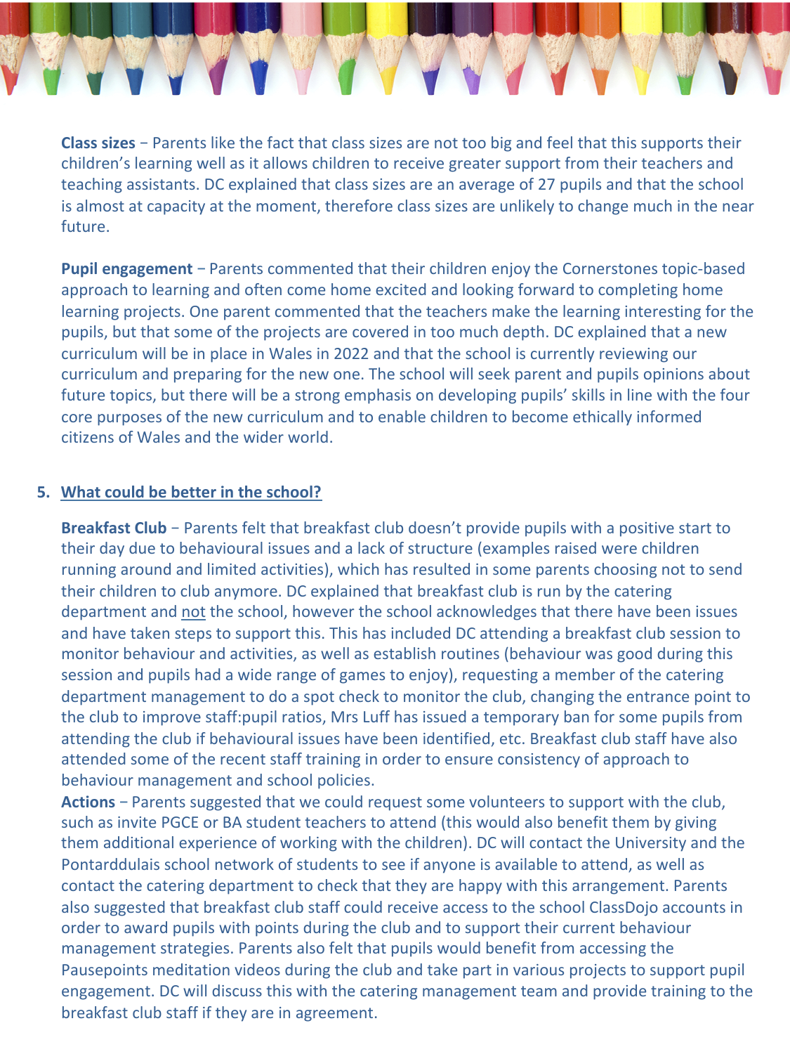**Class sizes** – Parents like the fact that class sizes are not too big and feel that this supports their children's learning well as it allows children to receive greater support from their teachers and teaching assistants. DC explained that class sizes are an average of 27 pupils and that the school is almost at capacity at the moment, therefore class sizes are unlikely to change much in the near future.

**Pupil engagement** – Parents commented that their children enjoy the Cornerstones topic-based approach to learning and often come home excited and looking forward to completing home learning projects. One parent commented that the teachers make the learning interesting for the pupils, but that some of the projects are covered in too much depth. DC explained that a new curriculum will be in place in Wales in 2022 and that the school is currently reviewing our curriculum and preparing for the new one. The school will seek parent and pupils opinions about future topics, but there will be a strong emphasis on developing pupils' skills in line with the four core purposes of the new curriculum and to enable children to become ethically informed citizens of Wales and the wider world.

## 5. What could be better in the school?

**Breakfast Club** – Parents felt that breakfast club doesn't provide pupils with a positive start to their day due to behavioural issues and a lack of structure (examples raised were children running around and limited activities), which has resulted in some parents choosing not to send their children to club anymore. DC explained that breakfast club is run by the catering department and not the school, however the school acknowledges that there have been issues and have taken steps to support this. This has included DC attending a breakfast club session to monitor behaviour and activities, as well as establish routines (behaviour was good during this session and pupils had a wide range of games to enjoy), requesting a member of the catering department management to do a spot check to monitor the club, changing the entrance point to the club to improve staff:pupil ratios, Mrs Luff has issued a temporary ban for some pupils from attending the club if behavioural issues have been identified, etc. Breakfast club staff have also attended some of the recent staff training in order to ensure consistency of approach to behaviour management and school policies.

**Actions** – Parents suggested that we could request some volunteers to support with the club, such as invite PGCE or BA student teachers to attend (this would also benefit them by giving them additional experience of working with the children). DC will contact the University and the Pontarddulais school network of students to see if anyone is available to attend, as well as contact the catering department to check that they are happy with this arrangement. Parents also suggested that breakfast club staff could receive access to the school ClassDojo accounts in order to award pupils with points during the club and to support their current behaviour management strategies. Parents also felt that pupils would benefit from accessing the Pausepoints meditation videos during the club and take part in various projects to support pupil engagement. DC will discuss this with the catering management team and provide training to the breakfast club staff if they are in agreement.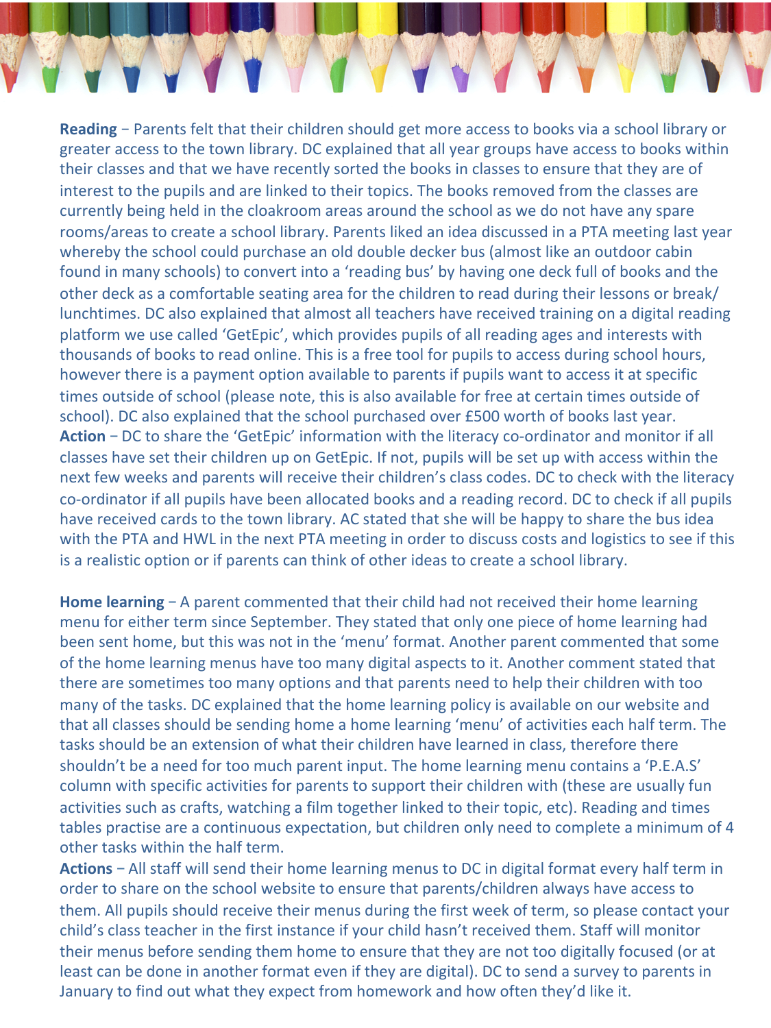**Reading** – Parents felt that their children should get more access to books via a school library or greater access to the town library. DC explained that all year groups have access to books within their classes and that we have recently sorted the books in classes to ensure that they are of interest to the pupils and are linked to their topics. The books removed from the classes are currently being held in the cloakroom areas around the school as we do not have any spare rooms/areas to create a school library. Parents liked an idea discussed in a PTA meeting last year whereby the school could purchase an old double decker bus (almost like an outdoor cabin found in many schools) to convert into a 'reading bus' by having one deck full of books and the other deck as a comfortable seating area for the children to read during their lessons or break/lunchtimes. DC also explained that almost all teachers have received training on a digital reading platform we use called 'GetEpic', which provides pupils of all reading ages and interests with thousands of books to read online. This is a free tool for pupils to access during school hours, however there is a payment option available to parents if pupils want to access it at specific times outside of school (please note, this is also available for free at certain times outside of school). DC also explained that the school purchased over £500 worth of books last year.
**Action** – DC to share the 'GetEpic' information with the literacy co-ordinator and monitor if all classes have set their children up on GetEpic. If not, pupils will be set up with access within the next few weeks and parents will receive their children's class codes. DC to check with the literacy co-ordinator if all pupils have been allocated books and a reading record. DC to check if all pupils have received cards to the town library. AC stated that she will be happy to share the bus idea with the PTA and HWL in the next PTA meeting in order to discuss costs and logistics to see if this is a realistic option or if parents can think of other ideas to create a school library.

**Home learning** – A parent commented that their child had not received their home learning menu for either term since September. They stated that only one piece of home learning had been sent home, but this was not in the 'menu' format. Another parent commented that some of the home learning menus have too many digital aspects to it. Another comment stated that there are sometimes too many options and that parents need to help their children with too many of the tasks. DC explained that the home learning policy is available on our website and that all classes should be sending home a home learning 'menu' of activities each half term. The tasks should be an extension of what their children have learned in class, therefore there shouldn't be a need for too much parent input. The home learning menu contains a 'P.E.A.S' column with specific activities for parents to support their children with (these are usually fun activities such as crafts, watching a film together linked to their topic, etc). Reading and times tables practise are a continuous expectation, but children only need to complete a minimum of 4 other tasks within the half term.
**Actions** – All staff will send their home learning menus to DC in digital format every half term in order to share on the school website to ensure that parents/children always have access to them. All pupils should receive their menus during the first week of term, so please contact your child's class teacher in the first instance if your child hasn't received them. Staff will monitor their menus before sending them home to ensure that they are not too digitally focused (or at least can be done in another format even if they are digital). DC to send a survey to parents in January to find out what they expect from homework and how often they'd like it.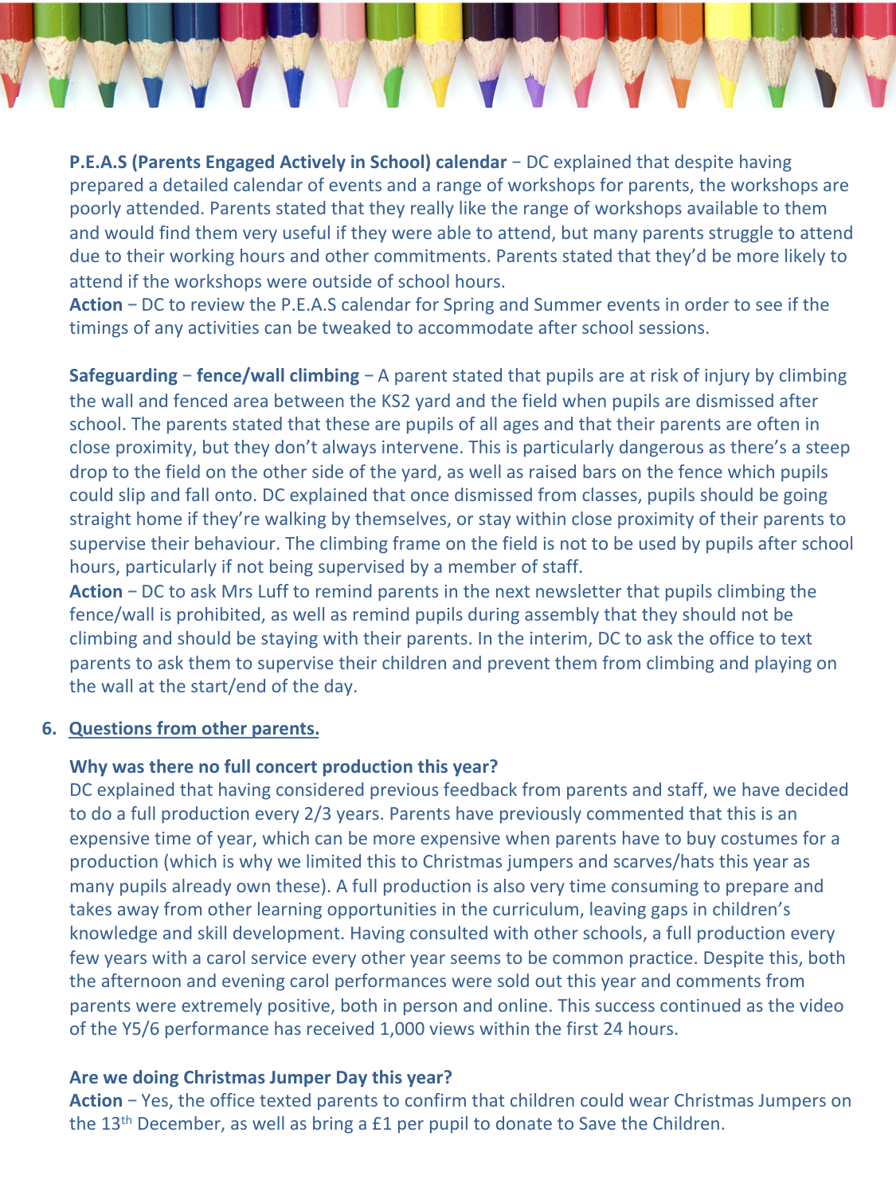**P.E.A.S (Parents Engaged Actively in School) calendar** – DC explained that despite having prepared a detailed calendar of events and a range of workshops for parents, the workshops are poorly attended. Parents stated that they really like the range of workshops available to them and would find them very useful if they were able to attend, but many parents struggle to attend due to their working hours and other commitments. Parents stated that they'd be more likely to attend if the workshops were outside of school hours.

**Action** – DC to review the P.E.A.S calendar for Spring and Summer events in order to see if the timings of any activities can be tweaked to accommodate after school sessions.

**Safeguarding – fence/wall climbing** – A parent stated that pupils are at risk of injury by climbing the wall and fenced area between the KS2 yard and the field when pupils are dismissed after school. The parents stated that these are pupils of all ages and that their parents are often in close proximity, but they don't always intervene. This is particularly dangerous as there's a steep drop to the field on the other side of the yard, as well as raised bars on the fence which pupils could slip and fall onto. DC explained that once dismissed from classes, pupils should be going straight home if they're walking by themselves, or stay within close proximity of their parents to supervise their behaviour. The climbing frame on the field is not to be used by pupils after school hours, particularly if not being supervised by a member of staff.

**Action** – DC to ask Mrs Luff to remind parents in the next newsletter that pupils climbing the fence/wall is prohibited, as well as remind pupils during assembly that they should not be climbing and should be staying with their parents. In the interim, DC to ask the office to text parents to ask them to supervise their children and prevent them from climbing and playing on the wall at the start/end of the day.

6. <u>Questions from other parents.</u>

**Why was there no full concert production this year?**

DC explained that having considered previous feedback from parents and staff, we have decided to do a full production every 2/3 years. Parents have previously commented that this is an expensive time of year, which can be more expensive when parents have to buy costumes for a production (which is why we limited this to Christmas jumpers and scarves/hats this year as many pupils already own these). A full production is also very time consuming to prepare and takes away from other learning opportunities in the curriculum, leaving gaps in children's knowledge and skill development. Having consulted with other schools, a full production every few years with a carol service every other year seems to be common practice. Despite this, both the afternoon and evening carol performances were sold out this year and comments from parents were extremely positive, both in person and online. This success continued as the video of the Y5/6 performance has received 1,000 views within the first 24 hours.

**Are we doing Christmas Jumper Day this year?**

**Action** – Yes, the office texted parents to confirm that children could wear Christmas Jumpers on the 13th December, as well as bring a £1 per pupil to donate to Save the Children.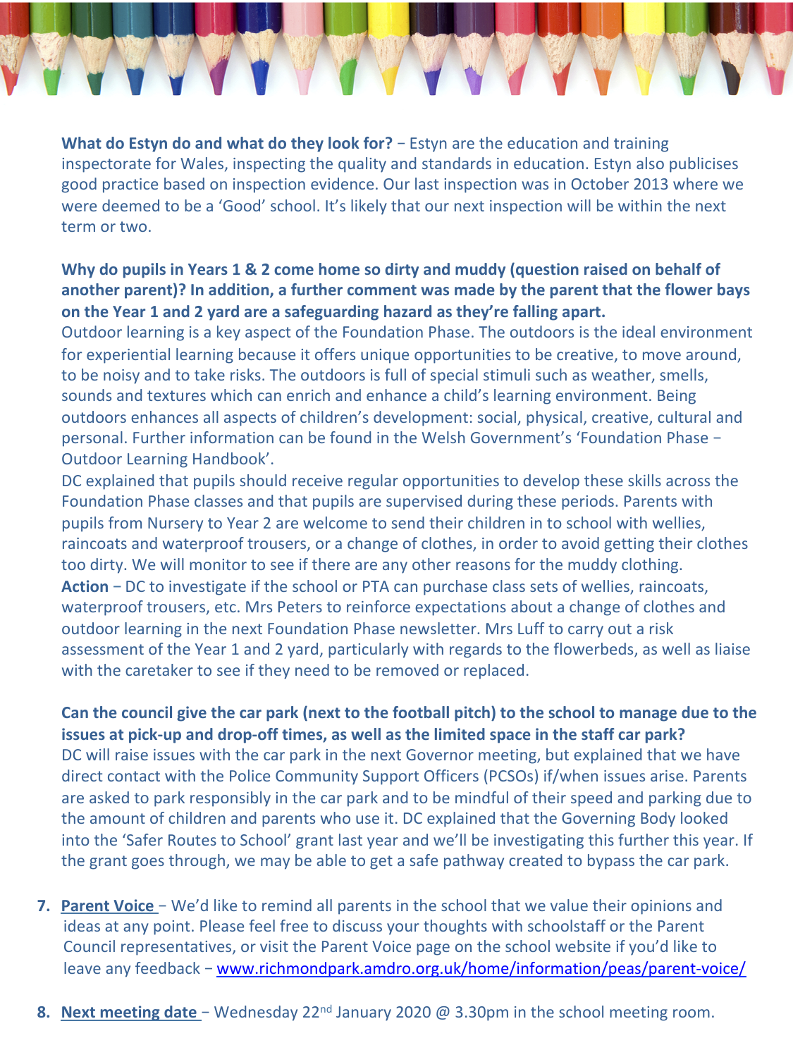**What do Estyn do and what do they look for?** – Estyn are the education and training inspectorate for Wales, inspecting the quality and standards in education. Estyn also publicises good practice based on inspection evidence. Our last inspection was in October 2013 where we were deemed to be a 'Good' school. It's likely that our next inspection will be within the next term or two.

**Why do pupils in Years 1 & 2 come home so dirty and muddy (question raised on behalf of another parent)? In addition, a further comment was made by the parent that the flower bays on the Year 1 and 2 yard are a safeguarding hazard as they're falling apart.**

Outdoor learning is a key aspect of the Foundation Phase. The outdoors is the ideal environment for experiential learning because it offers unique opportunities to be creative, to move around, to be noisy and to take risks. The outdoors is full of special stimuli such as weather, smells, sounds and textures which can enrich and enhance a child's learning environment. Being outdoors enhances all aspects of children's development: social, physical, creative, cultural and personal. Further information can be found in the Welsh Government's 'Foundation Phase – Outdoor Learning Handbook'.

DC explained that pupils should receive regular opportunities to develop these skills across the Foundation Phase classes and that pupils are supervised during these periods. Parents with pupils from Nursery to Year 2 are welcome to send their children in to school with wellies, raincoats and waterproof trousers, or a change of clothes, in order to avoid getting their clothes too dirty. We will monitor to see if there are any other reasons for the muddy clothing.

**Action** – DC to investigate if the school or PTA can purchase class sets of wellies, raincoats, waterproof trousers, etc. Mrs Peters to reinforce expectations about a change of clothes and outdoor learning in the next Foundation Phase newsletter. Mrs Luff to carry out a risk assessment of the Year 1 and 2 yard, particularly with regards to the flowerbeds, as well as liaise with the caretaker to see if they need to be removed or replaced.

**Can the council give the car park (next to the football pitch) to the school to manage due to the issues at pick-up and drop-off times, as well as the limited space in the staff car park?**

DC will raise issues with the car park in the next Governor meeting, but explained that we have direct contact with the Police Community Support Officers (PCSOs) if/when issues arise. Parents are asked to park responsibly in the car park and to be mindful of their speed and parking due to the amount of children and parents who use it. DC explained that the Governing Body looked into the 'Safer Routes to School' grant last year and we'll be investigating this further this year. If the grant goes through, we may be able to get a safe pathway created to bypass the car park.

7. **Parent Voice** – We'd like to remind all parents in the school that we value their opinions and ideas at any point. Please feel free to discuss your thoughts with schoolstaff or the Parent Council representatives, or visit the Parent Voice page on the school website if you'd like to leave any feedback – www.richmondpark.amdro.org.uk/home/information/peas/parent-voice/

8. **Next meeting date** – Wednesday 22nd January 2020 @ 3.30pm in the school meeting room.